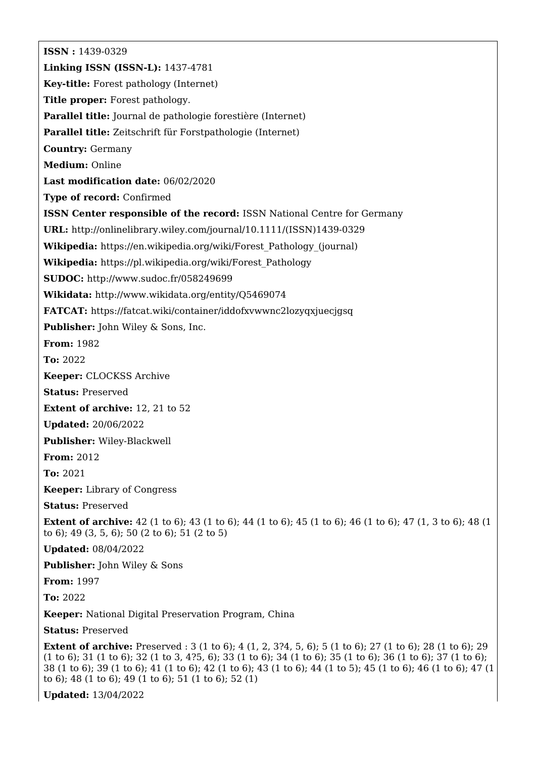**ISSN :** 1439-0329

**Linking ISSN (ISSN-L):** 1437-4781

**Key-title:** Forest pathology (Internet)

**Title proper:** Forest pathology.

**Parallel title:** Journal de pathologie forestière (Internet)

**Parallel title:** Zeitschrift für Forstpathologie (Internet)

**Country:** Germany

**Medium:** Online

**Last modification date:** 06/02/2020

**Type of record:** Confirmed

**ISSN Center responsible of the record:** ISSN National Centre for Germany

**URL:** http://onlinelibrary.wiley.com/journal/10.1111/(ISSN)1439-0329

**Wikipedia:** https://en.wikipedia.org/wiki/Forest_Pathology_(journal)

**Wikipedia:** https://pl.wikipedia.org/wiki/Forest_Pathology

**SUDOC:** http://www.sudoc.fr/058249699

**Wikidata:** http://www.wikidata.org/entity/Q5469074

**FATCAT:** https://fatcat.wiki/container/iddofxvwwnc2lozyqxjuecjgsq

**Publisher:** John Wiley & Sons, Inc.

**From:** 1982

**To:** 2022

**Keeper:** CLOCKSS Archive

**Status:** Preserved

**Extent of archive:** 12, 21 to 52

**Updated:** 20/06/2022

**Publisher:** Wiley-Blackwell

**From:** 2012

**To:** 2021

**Keeper:** Library of Congress

**Status:** Preserved

**Extent of archive:** 42 (1 to 6); 43 (1 to 6); 44 (1 to 6); 45 (1 to 6); 46 (1 to 6); 47 (1, 3 to 6); 48 (1 to 6); 49 (3, 5, 6); 50 (2 to 6); 51 (2 to 5)

**Updated:** 08/04/2022

**Publisher:** John Wiley & Sons

**From:** 1997

**To:** 2022

**Keeper:** National Digital Preservation Program, China

**Status:** Preserved

**Extent of archive:** Preserved : 3 (1 to 6); 4 (1, 2, 3?4, 5, 6); 5 (1 to 6); 27 (1 to 6); 28 (1 to 6); 29 (1 to 6); 31 (1 to 6); 32 (1 to 3, 4?5, 6); 33 (1 to 6); 34 (1 to 6); 35 (1 to 6); 36 (1 to 6); 37 (1 to 6); 38 (1 to 6); 39 (1 to 6); 41 (1 to 6); 42 (1 to 6); 43 (1 to 6); 44 (1 to 5); 45 (1 to 6); 46 (1 to 6); 47 (1 to 6); 48 (1 to 6); 49 (1 to 6); 51 (1 to 6); 52 (1)

**Updated:** 13/04/2022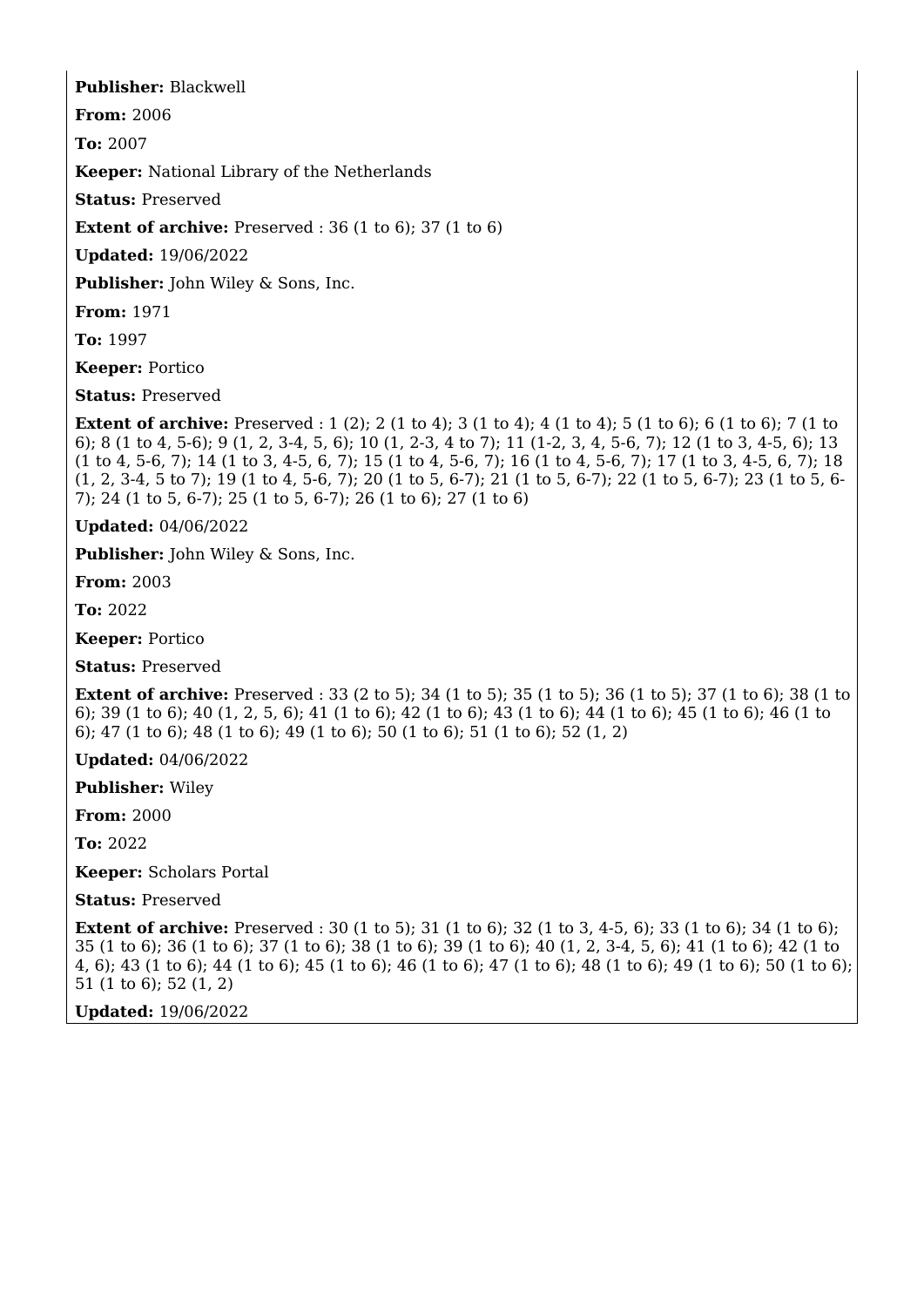**Publisher:** Blackwell

**From:** 2006

**To:** 2007

**Keeper:** National Library of the Netherlands

**Status:** Preserved

**Extent of archive:** Preserved : 36 (1 to 6); 37 (1 to 6)

**Updated:** 19/06/2022

**Publisher:** John Wiley & Sons, Inc.

**From:** 1971

**To:** 1997

**Keeper:** Portico

**Status:** Preserved

**Extent of archive:** Preserved : 1 (2); 2 (1 to 4); 3 (1 to 4); 4 (1 to 4); 5 (1 to 6); 6 (1 to 6); 7 (1 to 6); 8 (1 to 4, 5-6); 9 (1, 2, 3-4, 5, 6); 10 (1, 2-3, 4 to 7); 11 (1-2, 3, 4, 5-6, 7); 12 (1 to 3, 4-5, 6); 13 (1 to 4, 5-6, 7); 14 (1 to 3, 4-5, 6, 7); 15 (1 to 4, 5-6, 7); 16 (1 to 4, 5-6, 7); 17 (1 to 3, 4-5, 6, 7); 18 (1, 2, 3-4, 5 to 7); 19 (1 to 4, 5-6, 7); 20 (1 to 5, 6-7); 21 (1 to 5, 6-7); 22 (1 to 5, 6-7); 23 (1 to 5, 6-7); 24 (1 to 5, 6-7); 25 (1 to 5, 6-7); 26 (1 to 6); 27 (1 to 6)

**Updated:** 04/06/2022

**Publisher:** John Wiley & Sons, Inc.

**From:** 2003

**To:** 2022

**Keeper:** Portico

**Status:** Preserved

**Extent of archive:** Preserved : 33 (2 to 5); 34 (1 to 5); 35 (1 to 5); 36 (1 to 5); 37 (1 to 6); 38 (1 to 6); 39 (1 to 6); 40 (1, 2, 5, 6); 41 (1 to 6); 42 (1 to 6); 43 (1 to 6); 44 (1 to 6); 45 (1 to 6); 46 (1 to 6); 47 (1 to 6); 48 (1 to 6); 49 (1 to 6); 50 (1 to 6); 51 (1 to 6); 52 (1, 2)

**Updated:** 04/06/2022

**Publisher:** Wiley

**From:** 2000

**To:** 2022

**Keeper:** Scholars Portal

**Status:** Preserved

**Extent of archive:** Preserved : 30 (1 to 5); 31 (1 to 6); 32 (1 to 3, 4-5, 6); 33 (1 to 6); 34 (1 to 6); 35 (1 to 6); 36 (1 to 6); 37 (1 to 6); 38 (1 to 6); 39 (1 to 6); 40 (1, 2, 3-4, 5, 6); 41 (1 to 6); 42 (1 to 4, 6); 43 (1 to 6); 44 (1 to 6); 45 (1 to 6); 46 (1 to 6); 47 (1 to 6); 48 (1 to 6); 49 (1 to 6); 50 (1 to 6); 51 (1 to 6); 52 (1, 2)

**Updated:** 19/06/2022